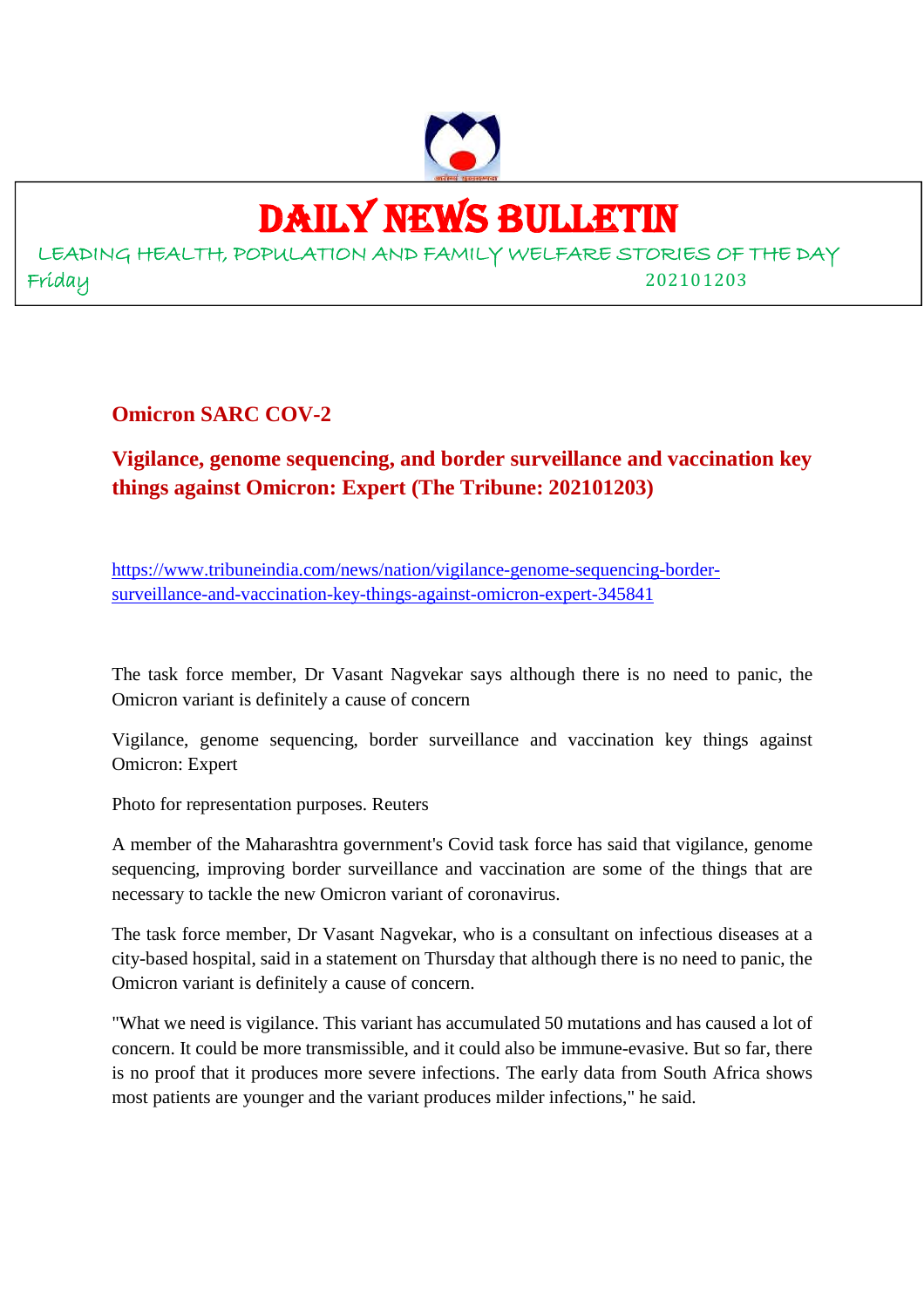# DAILY NEWS BULLETIN

LEADING HEALTH, POPULATION AND FAMILY WELFARE STORIES OF THE DAY

Friday 202101203

## Omicron SARC COV-2

## Vigilance, genome sequencing, and border surveillance and vaccination key things against Omicron: Expert (The Tribune: 202101203)

https://www.tribuneindia.com/news/nation/vigilance-genome-sequencing-border-surveillance-and-vaccination-key-things-against-omicron-expert-345841

The task force member, Dr Vasant Nagvekar says although there is no need to panic, the Omicron variant is definitely a cause of concern

Vigilance, genome sequencing, border surveillance and vaccination key things against Omicron: Expert

Photo for representation purposes. Reuters

A member of the Maharashtra government's Covid task force has said that vigilance, genome sequencing, improving border surveillance and vaccination are some of the things that are necessary to tackle the new Omicron variant of coronavirus.

The task force member, Dr Vasant Nagvekar, who is a consultant on infectious diseases at a city-based hospital, said in a statement on Thursday that although there is no need to panic, the Omicron variant is definitely a cause of concern.

"What we need is vigilance. This variant has accumulated 50 mutations and has caused a lot of concern. It could be more transmissible, and it could also be immune-evasive. But so far, there is no proof that it produces more severe infections. The early data from South Africa shows most patients are younger and the variant produces milder infections," he said.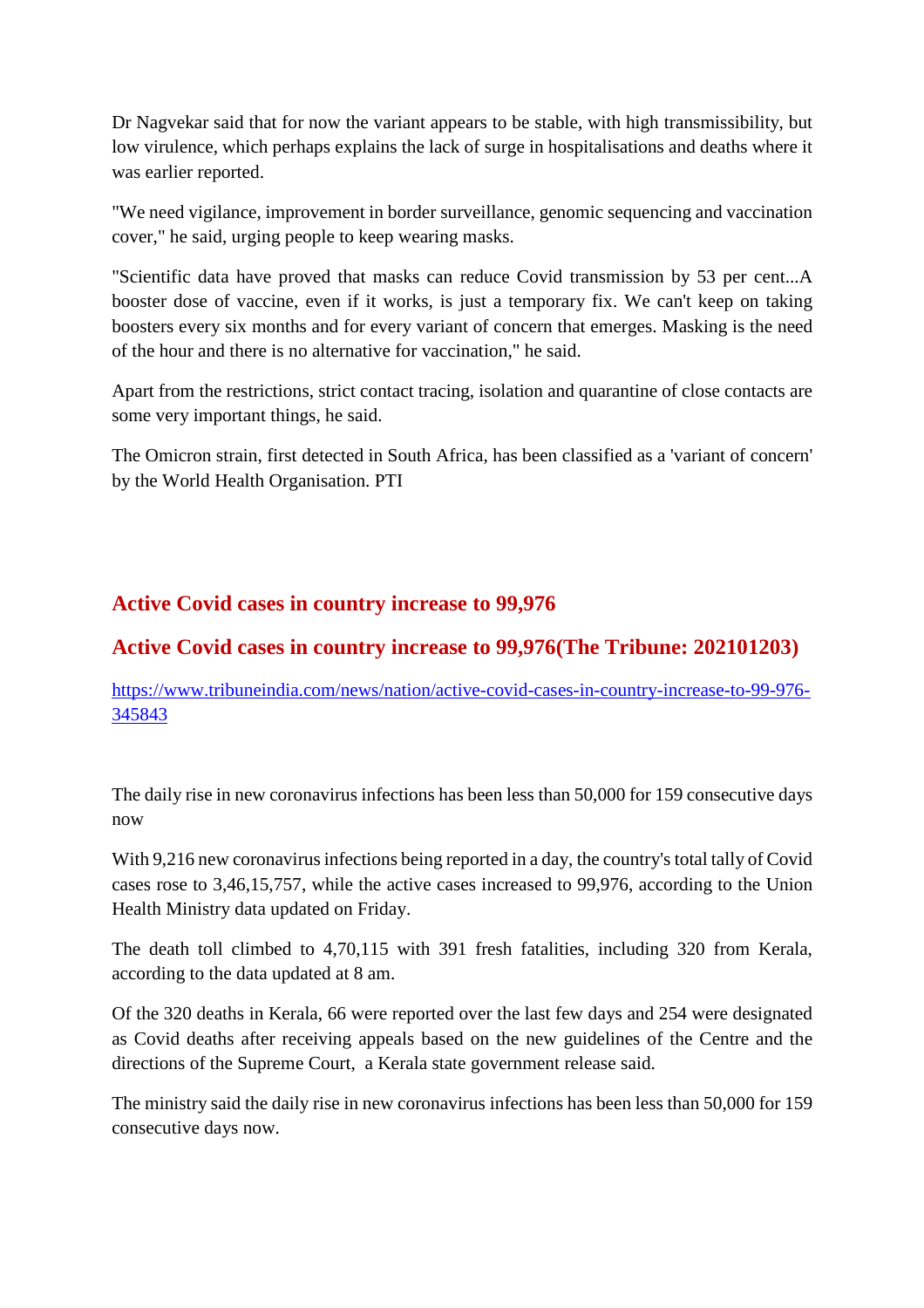Dr Nagvekar said that for now the variant appears to be stable, with high transmissibility, but low virulence, which perhaps explains the lack of surge in hospitalisations and deaths where it was earlier reported.

"We need vigilance, improvement in border surveillance, genomic sequencing and vaccination cover," he said, urging people to keep wearing masks.

"Scientific data have proved that masks can reduce Covid transmission by 53 per cent...A booster dose of vaccine, even if it works, is just a temporary fix. We can't keep on taking boosters every six months and for every variant of concern that emerges. Masking is the need of the hour and there is no alternative for vaccination," he said.

Apart from the restrictions, strict contact tracing, isolation and quarantine of close contacts are some very important things, he said.

The Omicron strain, first detected in South Africa, has been classified as a 'variant of concern' by the World Health Organisation. PTI

## Active Covid cases in country increase to 99,976

## Active Covid cases in country increase to 99,976(The Tribune: 202101203)

https://www.tribuneindia.com/news/nation/active-covid-cases-in-country-increase-to-99-976-345843

The daily rise in new coronavirus infections has been less than 50,000 for 159 consecutive days now

With 9,216 new coronavirus infections being reported in a day, the country's total tally of Covid cases rose to 3,46,15,757, while the active cases increased to 99,976, according to the Union Health Ministry data updated on Friday.

The death toll climbed to 4,70,115 with 391 fresh fatalities, including 320 from Kerala, according to the data updated at 8 am.

Of the 320 deaths in Kerala, 66 were reported over the last few days and 254 were designated as Covid deaths after receiving appeals based on the new guidelines of the Centre and the directions of the Supreme Court, a Kerala state government release said.

The ministry said the daily rise in new coronavirus infections has been less than 50,000 for 159 consecutive days now.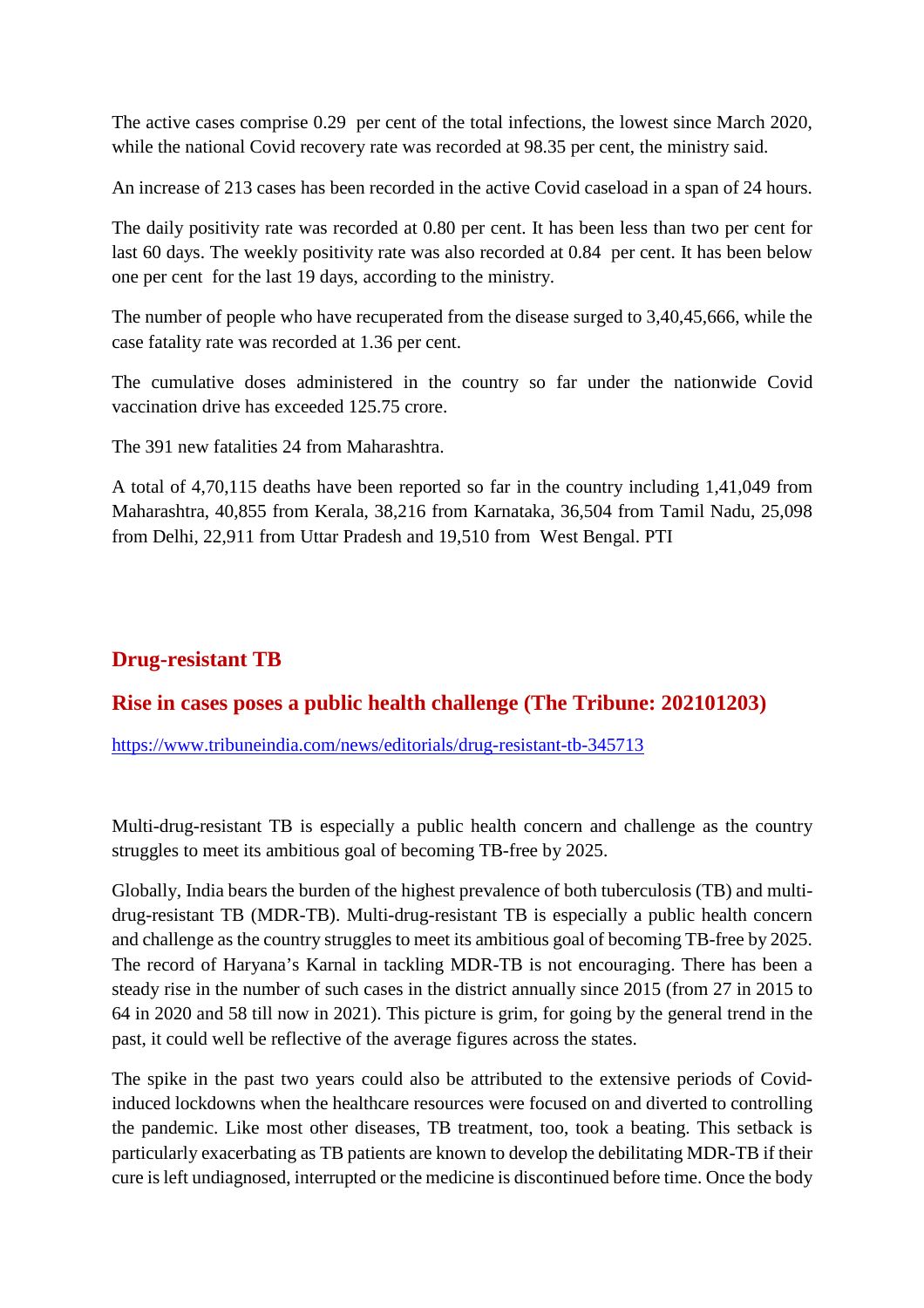The active cases comprise 0.29 per cent of the total infections, the lowest since March 2020, while the national Covid recovery rate was recorded at 98.35 per cent, the ministry said.

An increase of 213 cases has been recorded in the active Covid caseload in a span of 24 hours.

The daily positivity rate was recorded at 0.80 per cent. It has been less than two per cent for last 60 days. The weekly positivity rate was also recorded at 0.84 per cent. It has been below one per cent for the last 19 days, according to the ministry.

The number of people who have recuperated from the disease surged to 3,40,45,666, while the case fatality rate was recorded at 1.36 per cent.

The cumulative doses administered in the country so far under the nationwide Covid vaccination drive has exceeded 125.75 crore.

The 391 new fatalities 24 from Maharashtra.

A total of 4,70,115 deaths have been reported so far in the country including 1,41,049 from Maharashtra, 40,855 from Kerala, 38,216 from Karnataka, 36,504 from Tamil Nadu, 25,098 from Delhi, 22,911 from Uttar Pradesh and 19,510 from West Bengal. PTI

## Drug-resistant TB

### Rise in cases poses a public health challenge (The Tribune: 202101203)

https://www.tribuneindia.com/news/editorials/drug-resistant-tb-345713

Multi-drug-resistant TB is especially a public health concern and challenge as the country struggles to meet its ambitious goal of becoming TB-free by 2025.

Globally, India bears the burden of the highest prevalence of both tuberculosis (TB) and multi-drug-resistant TB (MDR-TB). Multi-drug-resistant TB is especially a public health concern and challenge as the country struggles to meet its ambitious goal of becoming TB-free by 2025. The record of Haryana's Karnal in tackling MDR-TB is not encouraging. There has been a steady rise in the number of such cases in the district annually since 2015 (from 27 in 2015 to 64 in 2020 and 58 till now in 2021). This picture is grim, for going by the general trend in the past, it could well be reflective of the average figures across the states.

The spike in the past two years could also be attributed to the extensive periods of Covid-induced lockdowns when the healthcare resources were focused on and diverted to controlling the pandemic. Like most other diseases, TB treatment, too, took a beating. This setback is particularly exacerbating as TB patients are known to develop the debilitating MDR-TB if their cure is left undiagnosed, interrupted or the medicine is discontinued before time. Once the body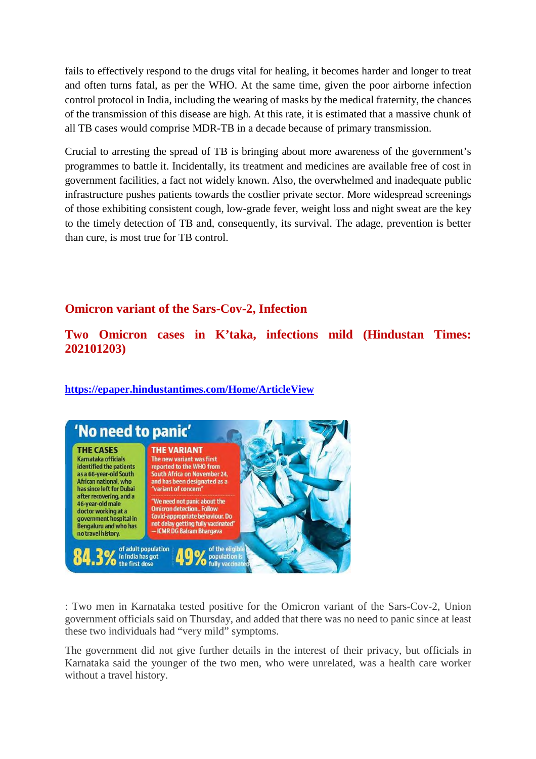fails to effectively respond to the drugs vital for healing, it becomes harder and longer to treat and often turns fatal, as per the WHO. At the same time, given the poor airborne infection control protocol in India, including the wearing of masks by the medical fraternity, the chances of the transmission of this disease are high. At this rate, it is estimated that a massive chunk of all TB cases would comprise MDR-TB in a decade because of primary transmission.

Crucial to arresting the spread of TB is bringing about more awareness of the government's programmes to battle it. Incidentally, its treatment and medicines are available free of cost in government facilities, a fact not widely known. Also, the overwhelmed and inadequate public infrastructure pushes patients towards the costlier private sector. More widespread screenings of those exhibiting consistent cough, low-grade fever, weight loss and night sweat are the key to the timely detection of TB and, consequently, its survival. The adage, prevention is better than cure, is most true for TB control.

## Omicron variant of the Sars-Cov-2, Infection

### Two Omicron cases in K'taka, infections mild (Hindustan Times: 202101203)

https://epaper.hindustantimes.com/Home/ArticleView

'No need to panic'

THE CASES
Karnataka officials identified the patients as a 66-year-old South African national, who has since left for Dubai after recovering, and a 46-year-old male doctor working at a government hospital in Bengaluru and who has no travel history.

THE VARIANT
The new variant was first reported to the WHO from South Africa on November 24, and has been designated as a "variant of concern"

"We need not panic about the Omicron detection.. Follow Covid-appropriate behaviour. Do not delay getting fully vaccinated" —ICMR DG Balram Bhargava

84.3% of adult population in India has got the first dose

49% of the eligible population is fully vaccinated

: Two men in Karnataka tested positive for the Omicron variant of the Sars-Cov-2, Union government officials said on Thursday, and added that there was no need to panic since at least these two individuals had "very mild" symptoms.

The government did not give further details in the interest of their privacy, but officials in Karnataka said the younger of the two men, who were unrelated, was a health care worker without a travel history.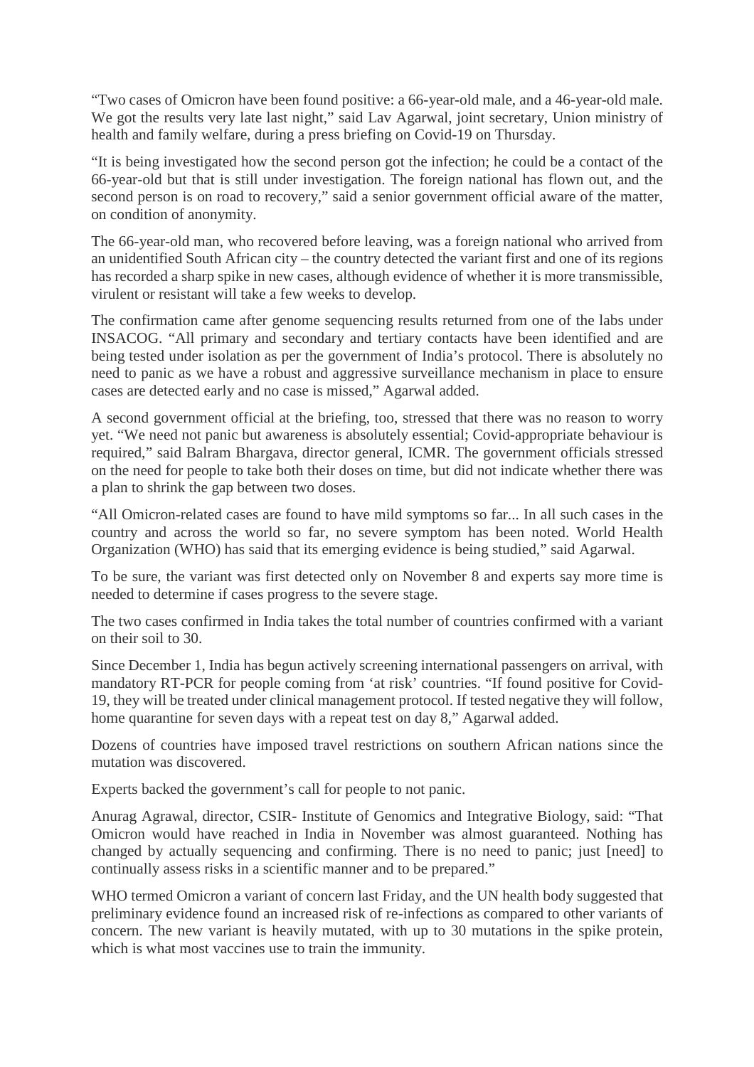"Two cases of Omicron have been found positive: a 66-year-old male, and a 46-year-old male. We got the results very late last night," said Lav Agarwal, joint secretary, Union ministry of health and family welfare, during a press briefing on Covid-19 on Thursday.

"It is being investigated how the second person got the infection; he could be a contact of the 66-year-old but that is still under investigation. The foreign national has flown out, and the second person is on road to recovery," said a senior government official aware of the matter, on condition of anonymity.

The 66-year-old man, who recovered before leaving, was a foreign national who arrived from an unidentified South African city – the country detected the variant first and one of its regions has recorded a sharp spike in new cases, although evidence of whether it is more transmissible, virulent or resistant will take a few weeks to develop.

The confirmation came after genome sequencing results returned from one of the labs under INSACOG. "All primary and secondary and tertiary contacts have been identified and are being tested under isolation as per the government of India's protocol. There is absolutely no need to panic as we have a robust and aggressive surveillance mechanism in place to ensure cases are detected early and no case is missed," Agarwal added.

A second government official at the briefing, too, stressed that there was no reason to worry yet. "We need not panic but awareness is absolutely essential; Covid-appropriate behaviour is required," said Balram Bhargava, director general, ICMR. The government officials stressed on the need for people to take both their doses on time, but did not indicate whether there was a plan to shrink the gap between two doses.

"All Omicron-related cases are found to have mild symptoms so far... In all such cases in the country and across the world so far, no severe symptom has been noted. World Health Organization (WHO) has said that its emerging evidence is being studied," said Agarwal.

To be sure, the variant was first detected only on November 8 and experts say more time is needed to determine if cases progress to the severe stage.

The two cases confirmed in India takes the total number of countries confirmed with a variant on their soil to 30.

Since December 1, India has begun actively screening international passengers on arrival, with mandatory RT-PCR for people coming from 'at risk' countries. "If found positive for Covid-19, they will be treated under clinical management protocol. If tested negative they will follow, home quarantine for seven days with a repeat test on day 8," Agarwal added.

Dozens of countries have imposed travel restrictions on southern African nations since the mutation was discovered.

Experts backed the government's call for people to not panic.

Anurag Agrawal, director, CSIR- Institute of Genomics and Integrative Biology, said: "That Omicron would have reached in India in November was almost guaranteed. Nothing has changed by actually sequencing and confirming. There is no need to panic; just [need] to continually assess risks in a scientific manner and to be prepared."

WHO termed Omicron a variant of concern last Friday, and the UN health body suggested that preliminary evidence found an increased risk of re-infections as compared to other variants of concern. The new variant is heavily mutated, with up to 30 mutations in the spike protein, which is what most vaccines use to train the immunity.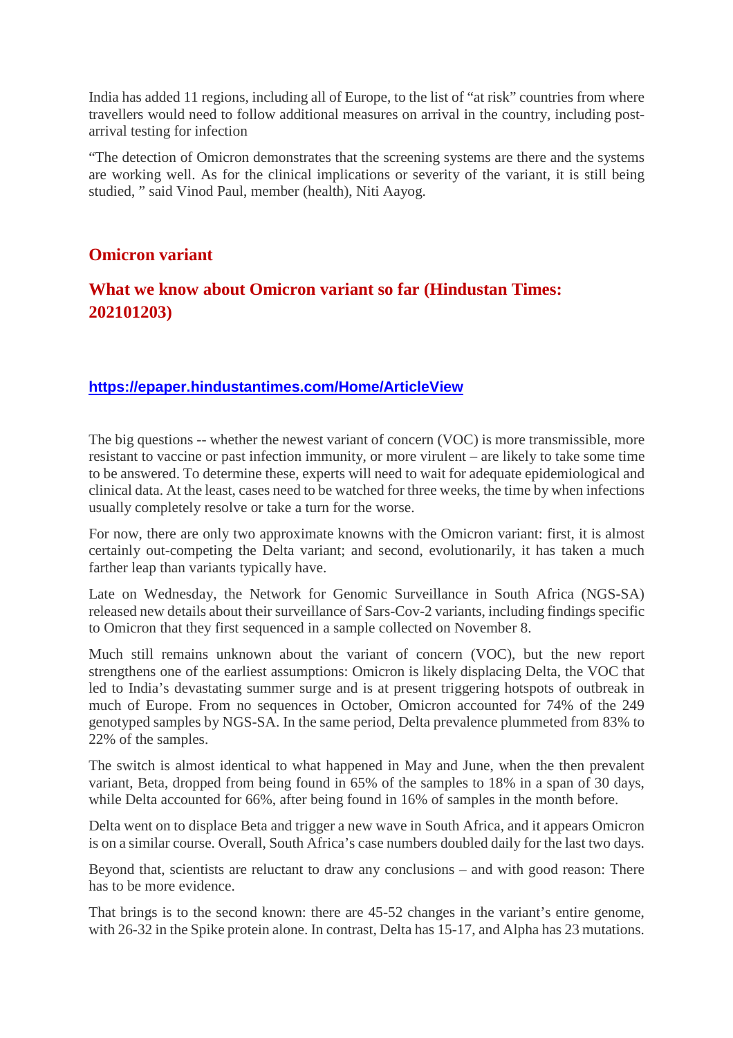India has added 11 regions, including all of Europe, to the list of "at risk" countries from where travellers would need to follow additional measures on arrival in the country, including post-arrival testing for infection

"The detection of Omicron demonstrates that the screening systems are there and the systems are working well. As for the clinical implications or severity of the variant, it is still being studied, " said Vinod Paul, member (health), Niti Aayog.

## Omicron variant

## What we know about Omicron variant so far (Hindustan Times: 202101203)

**https://epaper.hindustantimes.com/Home/ArticleView**

The big questions -- whether the newest variant of concern (VOC) is more transmissible, more resistant to vaccine or past infection immunity, or more virulent – are likely to take some time to be answered. To determine these, experts will need to wait for adequate epidemiological and clinical data. At the least, cases need to be watched for three weeks, the time by when infections usually completely resolve or take a turn for the worse.

For now, there are only two approximate knowns with the Omicron variant: first, it is almost certainly out-competing the Delta variant; and second, evolutionarily, it has taken a much farther leap than variants typically have.

Late on Wednesday, the Network for Genomic Surveillance in South Africa (NGS-SA) released new details about their surveillance of Sars-Cov-2 variants, including findings specific to Omicron that they first sequenced in a sample collected on November 8.

Much still remains unknown about the variant of concern (VOC), but the new report strengthens one of the earliest assumptions: Omicron is likely displacing Delta, the VOC that led to India's devastating summer surge and is at present triggering hotspots of outbreak in much of Europe. From no sequences in October, Omicron accounted for 74% of the 249 genotyped samples by NGS-SA. In the same period, Delta prevalence plummeted from 83% to 22% of the samples.

The switch is almost identical to what happened in May and June, when the then prevalent variant, Beta, dropped from being found in 65% of the samples to 18% in a span of 30 days, while Delta accounted for 66%, after being found in 16% of samples in the month before.

Delta went on to displace Beta and trigger a new wave in South Africa, and it appears Omicron is on a similar course. Overall, South Africa's case numbers doubled daily for the last two days.

Beyond that, scientists are reluctant to draw any conclusions – and with good reason: There has to be more evidence.

That brings is to the second known: there are 45-52 changes in the variant's entire genome, with 26-32 in the Spike protein alone. In contrast, Delta has 15-17, and Alpha has 23 mutations.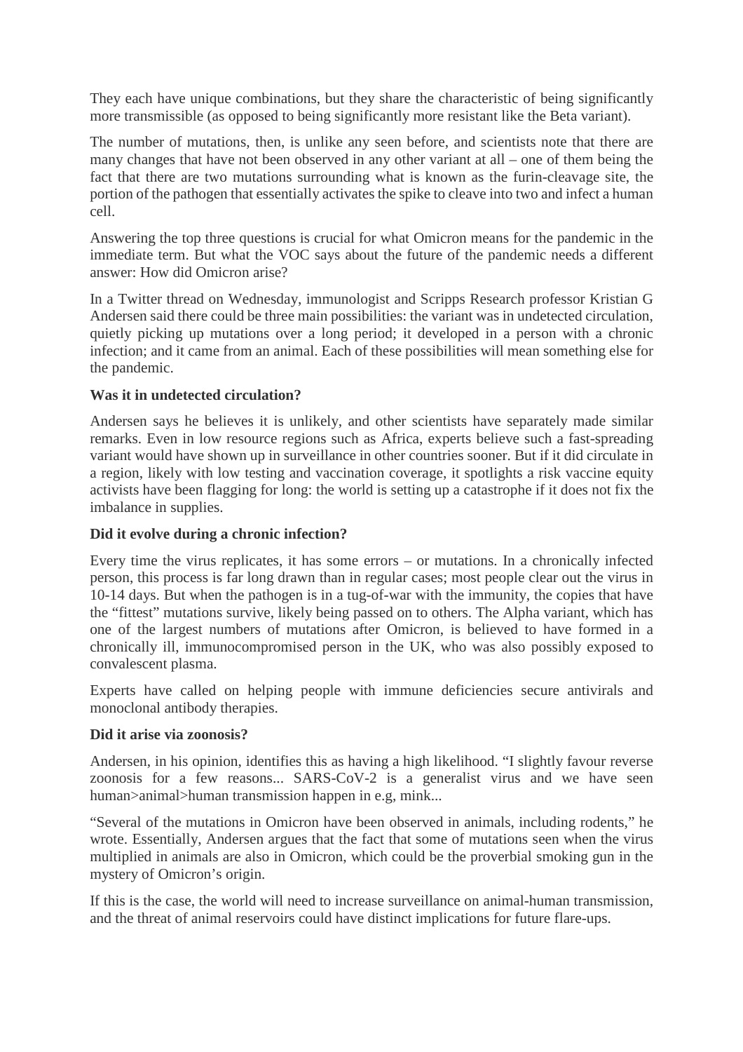They each have unique combinations, but they share the characteristic of being significantly more transmissible (as opposed to being significantly more resistant like the Beta variant).

The number of mutations, then, is unlike any seen before, and scientists note that there are many changes that have not been observed in any other variant at all – one of them being the fact that there are two mutations surrounding what is known as the furin-cleavage site, the portion of the pathogen that essentially activates the spike to cleave into two and infect a human cell.

Answering the top three questions is crucial for what Omicron means for the pandemic in the immediate term. But what the VOC says about the future of the pandemic needs a different answer: How did Omicron arise?

In a Twitter thread on Wednesday, immunologist and Scripps Research professor Kristian G Andersen said there could be three main possibilities: the variant was in undetected circulation, quietly picking up mutations over a long period; it developed in a person with a chronic infection; and it came from an animal. Each of these possibilities will mean something else for the pandemic.

**Was it in undetected circulation?**

Andersen says he believes it is unlikely, and other scientists have separately made similar remarks. Even in low resource regions such as Africa, experts believe such a fast-spreading variant would have shown up in surveillance in other countries sooner. But if it did circulate in a region, likely with low testing and vaccination coverage, it spotlights a risk vaccine equity activists have been flagging for long: the world is setting up a catastrophe if it does not fix the imbalance in supplies.

**Did it evolve during a chronic infection?**

Every time the virus replicates, it has some errors – or mutations. In a chronically infected person, this process is far long drawn than in regular cases; most people clear out the virus in 10-14 days. But when the pathogen is in a tug-of-war with the immunity, the copies that have the "fittest" mutations survive, likely being passed on to others. The Alpha variant, which has one of the largest numbers of mutations after Omicron, is believed to have formed in a chronically ill, immunocompromised person in the UK, who was also possibly exposed to convalescent plasma.

Experts have called on helping people with immune deficiencies secure antivirals and monoclonal antibody therapies.

**Did it arise via zoonosis?**

Andersen, in his opinion, identifies this as having a high likelihood. "I slightly favour reverse zoonosis for a few reasons... SARS-CoV-2 is a generalist virus and we have seen human>animal>human transmission happen in e.g, mink...

"Several of the mutations in Omicron have been observed in animals, including rodents," he wrote. Essentially, Andersen argues that the fact that some of mutations seen when the virus multiplied in animals are also in Omicron, which could be the proverbial smoking gun in the mystery of Omicron's origin.

If this is the case, the world will need to increase surveillance on animal-human transmission, and the threat of animal reservoirs could have distinct implications for future flare-ups.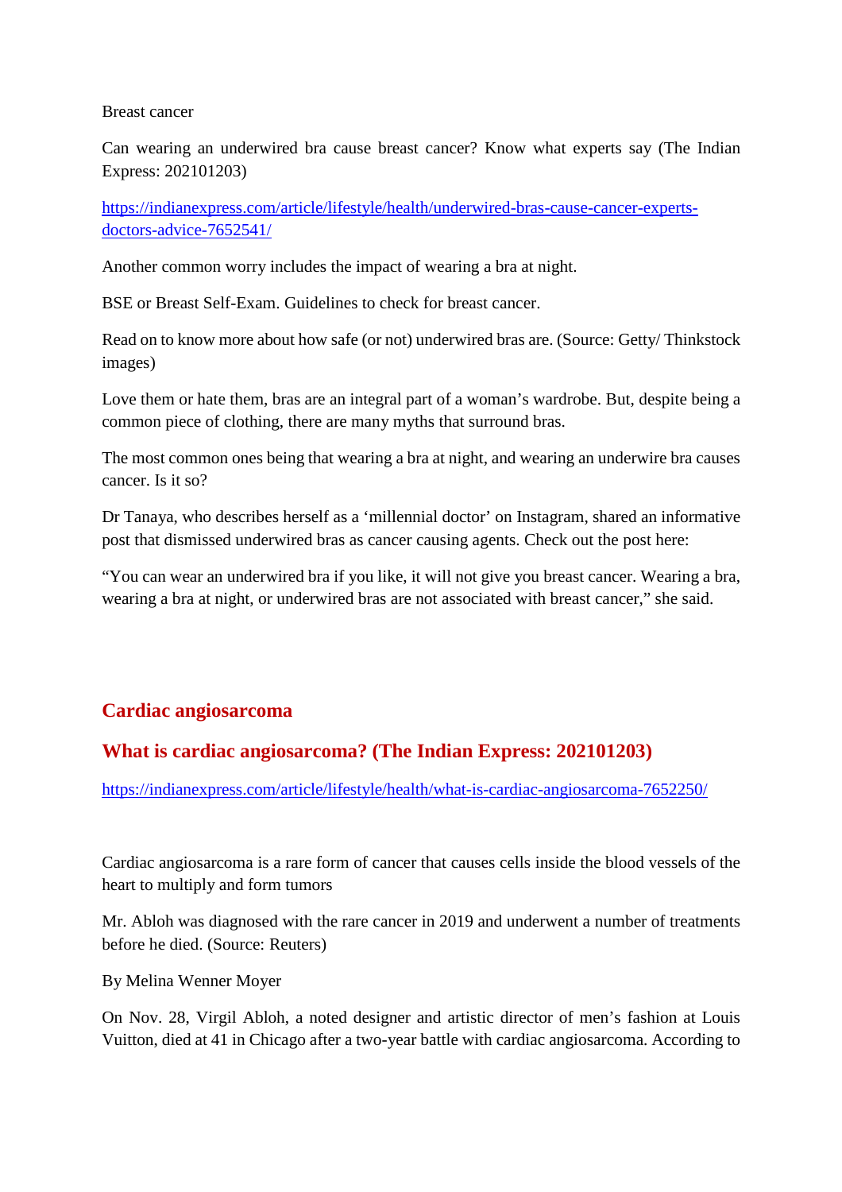Breast cancer

Can wearing an underwired bra cause breast cancer? Know what experts say (The Indian Express: 202101203)

https://indianexpress.com/article/lifestyle/health/underwired-bras-cause-cancer-experts-doctors-advice-7652541/

Another common worry includes the impact of wearing a bra at night.

BSE or Breast Self-Exam. Guidelines to check for breast cancer.

Read on to know more about how safe (or not) underwired bras are. (Source: Getty/ Thinkstock images)

Love them or hate them, bras are an integral part of a woman's wardrobe. But, despite being a common piece of clothing, there are many myths that surround bras.

The most common ones being that wearing a bra at night, and wearing an underwire bra causes cancer. Is it so?

Dr Tanaya, who describes herself as a 'millennial doctor' on Instagram, shared an informative post that dismissed underwired bras as cancer causing agents. Check out the post here:

"You can wear an underwired bra if you like, it will not give you breast cancer. Wearing a bra, wearing a bra at night, or underwired bras are not associated with breast cancer," she said.

## Cardiac angiosarcoma

## What is cardiac angiosarcoma? (The Indian Express: 202101203)

https://indianexpress.com/article/lifestyle/health/what-is-cardiac-angiosarcoma-7652250/

Cardiac angiosarcoma is a rare form of cancer that causes cells inside the blood vessels of the heart to multiply and form tumors

Mr. Abloh was diagnosed with the rare cancer in 2019 and underwent a number of treatments before he died. (Source: Reuters)

By Melina Wenner Moyer

On Nov. 28, Virgil Abloh, a noted designer and artistic director of men's fashion at Louis Vuitton, died at 41 in Chicago after a two-year battle with cardiac angiosarcoma. According to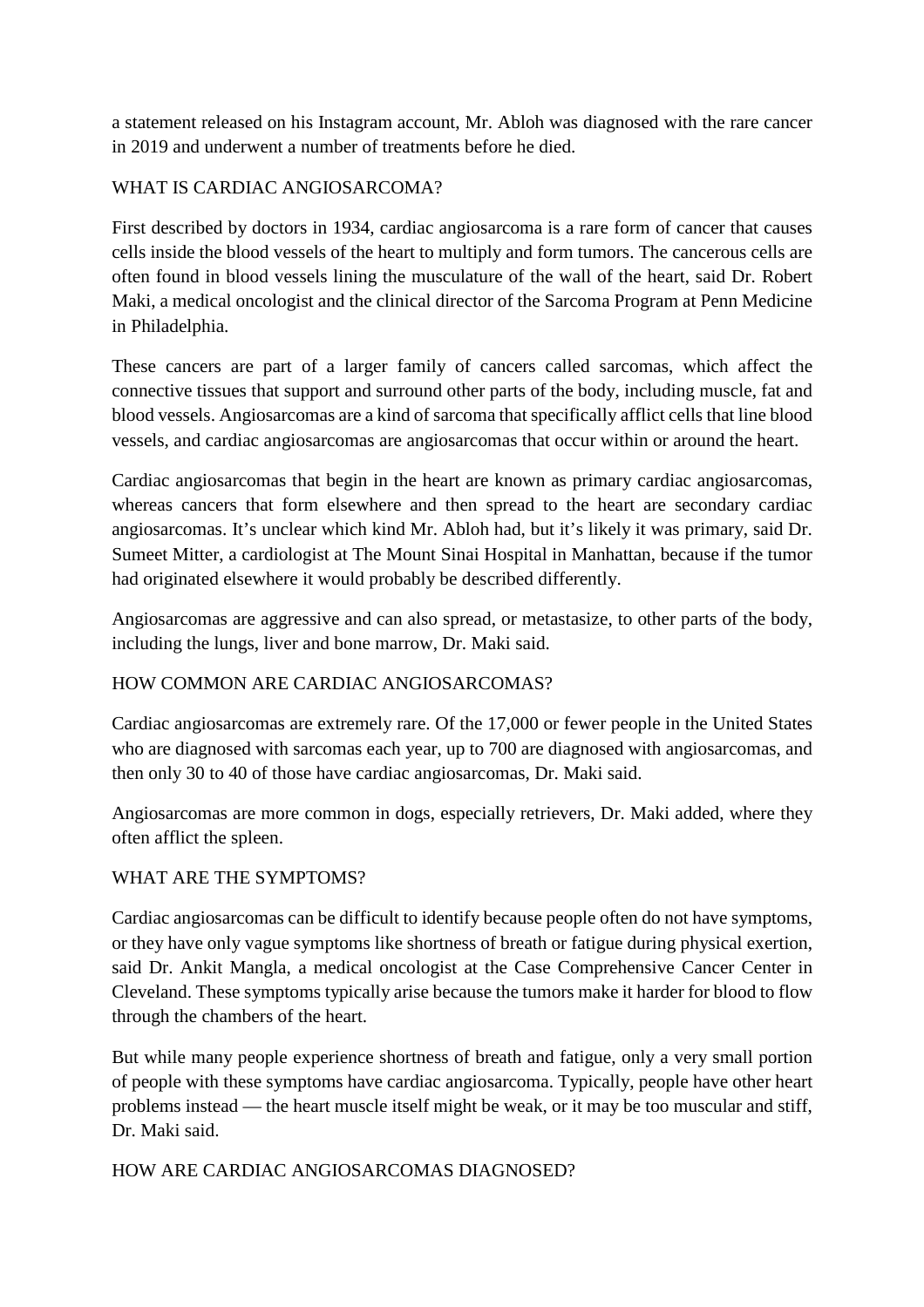a statement released on his Instagram account, Mr. Abloh was diagnosed with the rare cancer in 2019 and underwent a number of treatments before he died.

## WHAT IS CARDIAC ANGIOSARCOMA?

First described by doctors in 1934, cardiac angiosarcoma is a rare form of cancer that causes cells inside the blood vessels of the heart to multiply and form tumors. The cancerous cells are often found in blood vessels lining the musculature of the wall of the heart, said Dr. Robert Maki, a medical oncologist and the clinical director of the Sarcoma Program at Penn Medicine in Philadelphia.

These cancers are part of a larger family of cancers called sarcomas, which affect the connective tissues that support and surround other parts of the body, including muscle, fat and blood vessels. Angiosarcomas are a kind of sarcoma that specifically afflict cells that line blood vessels, and cardiac angiosarcomas are angiosarcomas that occur within or around the heart.

Cardiac angiosarcomas that begin in the heart are known as primary cardiac angiosarcomas, whereas cancers that form elsewhere and then spread to the heart are secondary cardiac angiosarcomas. It's unclear which kind Mr. Abloh had, but it's likely it was primary, said Dr. Sumeet Mitter, a cardiologist at The Mount Sinai Hospital in Manhattan, because if the tumor had originated elsewhere it would probably be described differently.

Angiosarcomas are aggressive and can also spread, or metastasize, to other parts of the body, including the lungs, liver and bone marrow, Dr. Maki said.

## HOW COMMON ARE CARDIAC ANGIOSARCOMAS?

Cardiac angiosarcomas are extremely rare. Of the 17,000 or fewer people in the United States who are diagnosed with sarcomas each year, up to 700 are diagnosed with angiosarcomas, and then only 30 to 40 of those have cardiac angiosarcomas, Dr. Maki said.

Angiosarcomas are more common in dogs, especially retrievers, Dr. Maki added, where they often afflict the spleen.

## WHAT ARE THE SYMPTOMS?

Cardiac angiosarcomas can be difficult to identify because people often do not have symptoms, or they have only vague symptoms like shortness of breath or fatigue during physical exertion, said Dr. Ankit Mangla, a medical oncologist at the Case Comprehensive Cancer Center in Cleveland. These symptoms typically arise because the tumors make it harder for blood to flow through the chambers of the heart.

But while many people experience shortness of breath and fatigue, only a very small portion of people with these symptoms have cardiac angiosarcoma. Typically, people have other heart problems instead — the heart muscle itself might be weak, or it may be too muscular and stiff, Dr. Maki said.

## HOW ARE CARDIAC ANGIOSARCOMAS DIAGNOSED?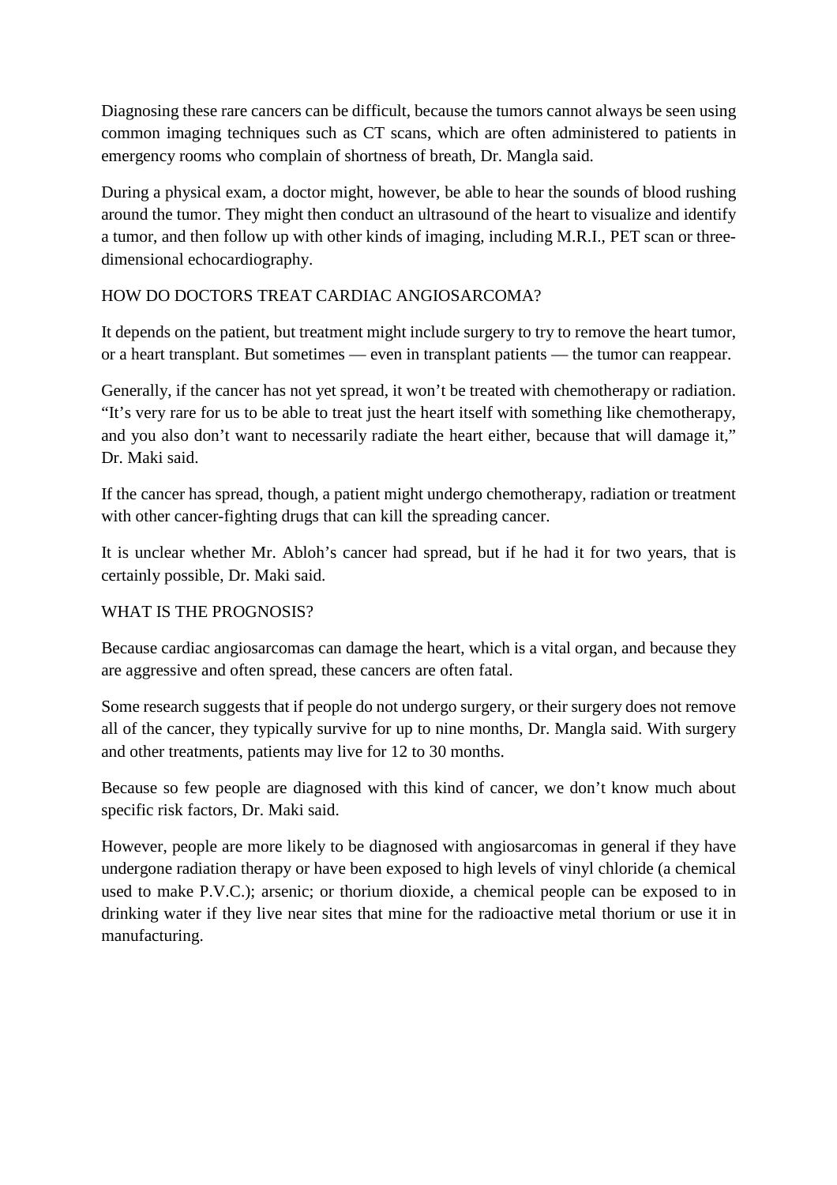Diagnosing these rare cancers can be difficult, because the tumors cannot always be seen using common imaging techniques such as CT scans, which are often administered to patients in emergency rooms who complain of shortness of breath, Dr. Mangla said.

During a physical exam, a doctor might, however, be able to hear the sounds of blood rushing around the tumor. They might then conduct an ultrasound of the heart to visualize and identify a tumor, and then follow up with other kinds of imaging, including M.R.I., PET scan or three-dimensional echocardiography.

## HOW DO DOCTORS TREAT CARDIAC ANGIOSARCOMA?

It depends on the patient, but treatment might include surgery to try to remove the heart tumor, or a heart transplant. But sometimes — even in transplant patients — the tumor can reappear.

Generally, if the cancer has not yet spread, it won't be treated with chemotherapy or radiation. "It's very rare for us to be able to treat just the heart itself with something like chemotherapy, and you also don't want to necessarily radiate the heart either, because that will damage it," Dr. Maki said.

If the cancer has spread, though, a patient might undergo chemotherapy, radiation or treatment with other cancer-fighting drugs that can kill the spreading cancer.

It is unclear whether Mr. Abloh's cancer had spread, but if he had it for two years, that is certainly possible, Dr. Maki said.

## WHAT IS THE PROGNOSIS?

Because cardiac angiosarcomas can damage the heart, which is a vital organ, and because they are aggressive and often spread, these cancers are often fatal.

Some research suggests that if people do not undergo surgery, or their surgery does not remove all of the cancer, they typically survive for up to nine months, Dr. Mangla said. With surgery and other treatments, patients may live for 12 to 30 months.

Because so few people are diagnosed with this kind of cancer, we don't know much about specific risk factors, Dr. Maki said.

However, people are more likely to be diagnosed with angiosarcomas in general if they have undergone radiation therapy or have been exposed to high levels of vinyl chloride (a chemical used to make P.V.C.); arsenic; or thorium dioxide, a chemical people can be exposed to in drinking water if they live near sites that mine for the radioactive metal thorium or use it in manufacturing.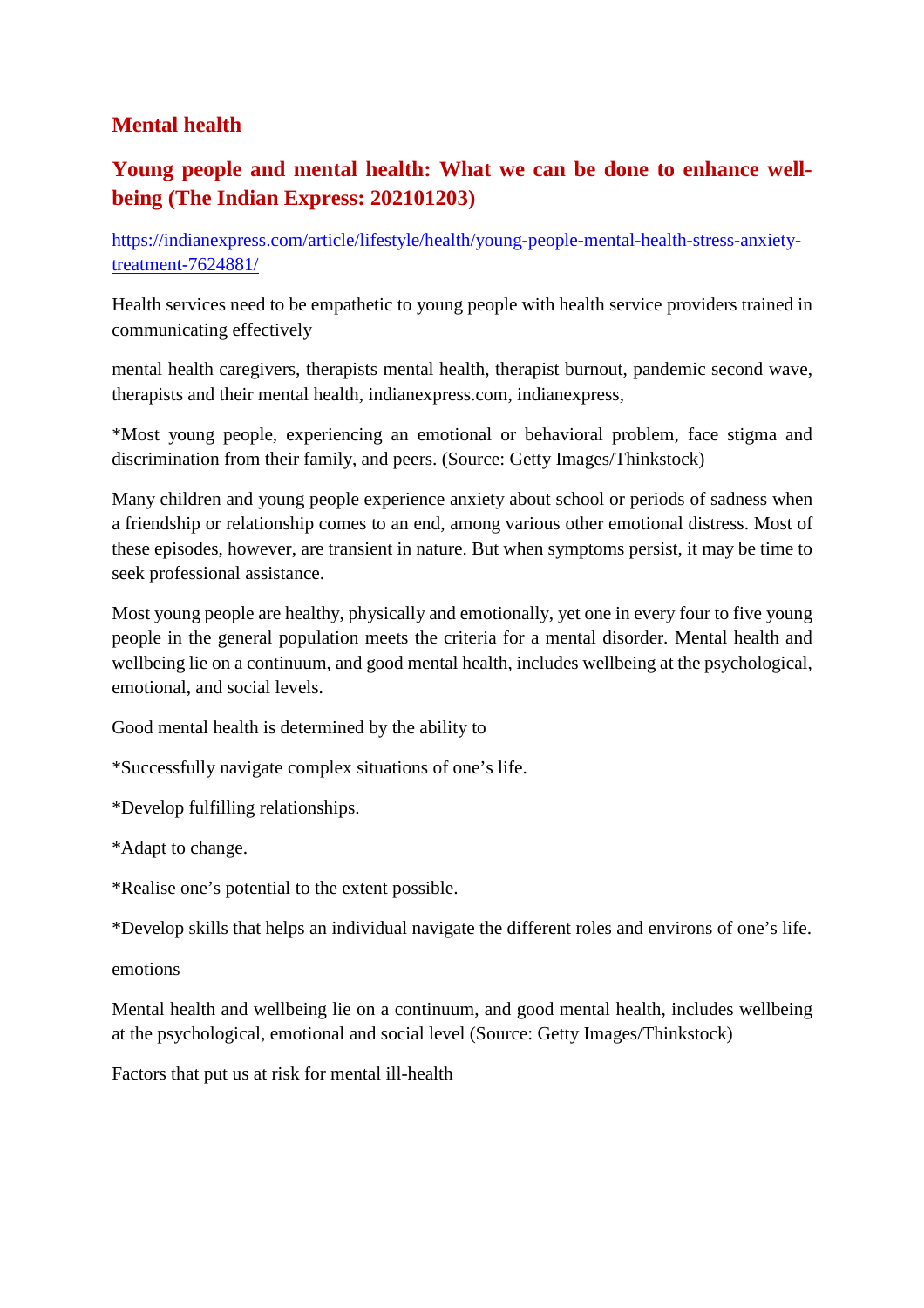## Mental health

### Young people and mental health: What we can be done to enhance well-being (The Indian Express: 202101203)

https://indianexpress.com/article/lifestyle/health/young-people-mental-health-stress-anxiety-treatment-7624881/

Health services need to be empathetic to young people with health service providers trained in communicating effectively

mental health caregivers, therapists mental health, therapist burnout, pandemic second wave, therapists and their mental health, indianexpress.com, indianexpress,

*Most young people, experiencing an emotional or behavioral problem, face stigma and discrimination from their family, and peers. (Source: Getty Images/Thinkstock)

Many children and young people experience anxiety about school or periods of sadness when a friendship or relationship comes to an end, among various other emotional distress. Most of these episodes, however, are transient in nature. But when symptoms persist, it may be time to seek professional assistance.

Most young people are healthy, physically and emotionally, yet one in every four to five young people in the general population meets the criteria for a mental disorder. Mental health and wellbeing lie on a continuum, and good mental health, includes wellbeing at the psychological, emotional, and social levels.

Good mental health is determined by the ability to

*Successfully navigate complex situations of one's life.

*Develop fulfilling relationships.

*Adapt to change.

*Realise one's potential to the extent possible.

*Develop skills that helps an individual navigate the different roles and environs of one's life.

emotions

Mental health and wellbeing lie on a continuum, and good mental health, includes wellbeing at the psychological, emotional and social level (Source: Getty Images/Thinkstock)

Factors that put us at risk for mental ill-health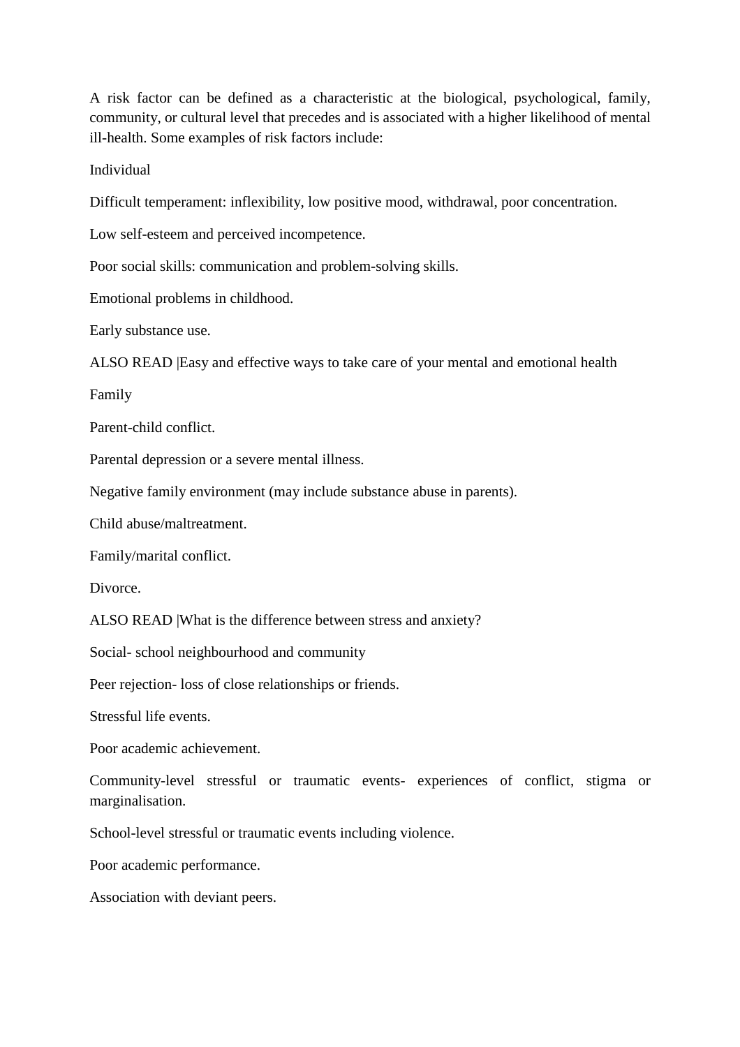A risk factor can be defined as a characteristic at the biological, psychological, family, community, or cultural level that precedes and is associated with a higher likelihood of mental ill-health. Some examples of risk factors include:

Individual

Difficult temperament: inflexibility, low positive mood, withdrawal, poor concentration.

Low self-esteem and perceived incompetence.

Poor social skills: communication and problem-solving skills.

Emotional problems in childhood.

Early substance use.

ALSO READ |Easy and effective ways to take care of your mental and emotional health

Family

Parent-child conflict.

Parental depression or a severe mental illness.

Negative family environment (may include substance abuse in parents).

Child abuse/maltreatment.

Family/marital conflict.

Divorce.

ALSO READ |What is the difference between stress and anxiety?

Social- school neighbourhood and community

Peer rejection- loss of close relationships or friends.

Stressful life events.

Poor academic achievement.

Community-level stressful or traumatic events- experiences of conflict, stigma or marginalisation.

School-level stressful or traumatic events including violence.

Poor academic performance.

Association with deviant peers.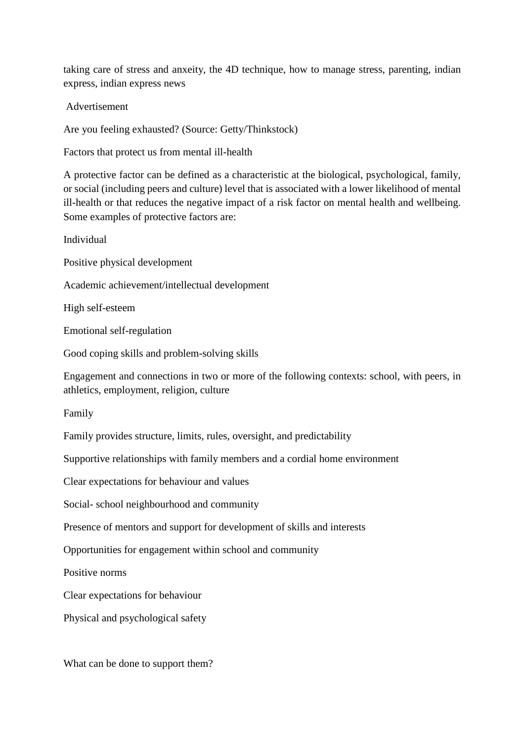taking care of stress and anxeity, the 4D technique, how to manage stress, parenting, indian express, indian express news

Advertisement

Are you feeling exhausted? (Source: Getty/Thinkstock)

Factors that protect us from mental ill-health

A protective factor can be defined as a characteristic at the biological, psychological, family, or social (including peers and culture) level that is associated with a lower likelihood of mental ill-health or that reduces the negative impact of a risk factor on mental health and wellbeing. Some examples of protective factors are:

Individual

Positive physical development

Academic achievement/intellectual development

High self-esteem

Emotional self-regulation

Good coping skills and problem-solving skills

Engagement and connections in two or more of the following contexts: school, with peers, in athletics, employment, religion, culture

Family

Family provides structure, limits, rules, oversight, and predictability

Supportive relationships with family members and a cordial home environment

Clear expectations for behaviour and values

Social- school neighbourhood and community

Presence of mentors and support for development of skills and interests

Opportunities for engagement within school and community

Positive norms

Clear expectations for behaviour

Physical and psychological safety

What can be done to support them?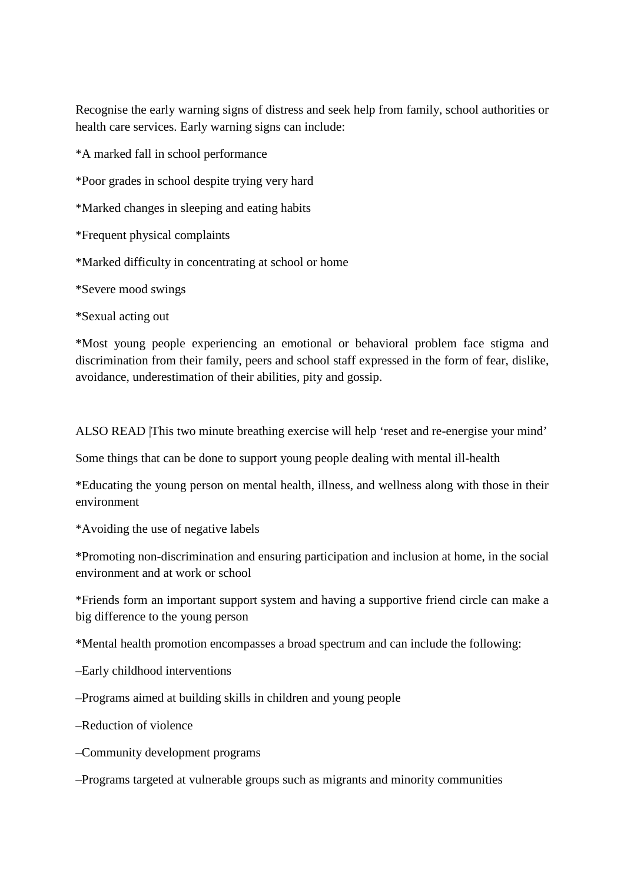Recognise the early warning signs of distress and seek help from family, school authorities or health care services. Early warning signs can include:

*A marked fall in school performance

*Poor grades in school despite trying very hard

*Marked changes in sleeping and eating habits

*Frequent physical complaints

*Marked difficulty in concentrating at school or home

*Severe mood swings

*Sexual acting out

*Most young people experiencing an emotional or behavioral problem face stigma and discrimination from their family, peers and school staff expressed in the form of fear, dislike, avoidance, underestimation of their abilities, pity and gossip.

ALSO READ |This two minute breathing exercise will help 'reset and re-energise your mind'

Some things that can be done to support young people dealing with mental ill-health

*Educating the young person on mental health, illness, and wellness along with those in their environment

*Avoiding the use of negative labels

*Promoting non-discrimination and ensuring participation and inclusion at home, in the social environment and at work or school

*Friends form an important support system and having a supportive friend circle can make a big difference to the young person

*Mental health promotion encompasses a broad spectrum and can include the following:

–Early childhood interventions

–Programs aimed at building skills in children and young people

–Reduction of violence

–Community development programs

–Programs targeted at vulnerable groups such as migrants and minority communities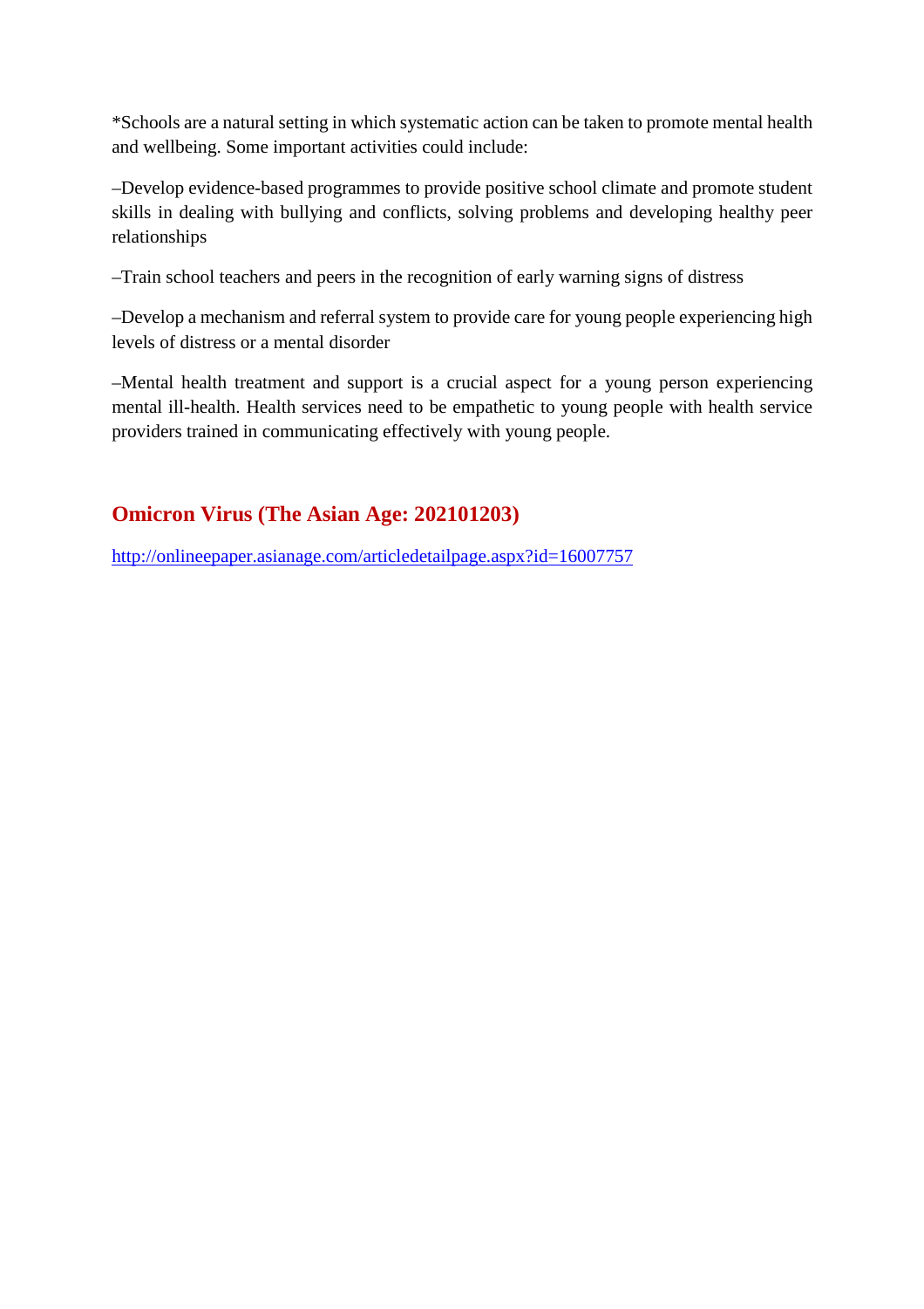*Schools are a natural setting in which systematic action can be taken to promote mental health and wellbeing. Some important activities could include:

–Develop evidence-based programmes to provide positive school climate and promote student skills in dealing with bullying and conflicts, solving problems and developing healthy peer relationships

–Train school teachers and peers in the recognition of early warning signs of distress

–Develop a mechanism and referral system to provide care for young people experiencing high levels of distress or a mental disorder

–Mental health treatment and support is a crucial aspect for a young person experiencing mental ill-health. Health services need to be empathetic to young people with health service providers trained in communicating effectively with young people.

## Omicron Virus (The Asian Age: 202101203)

http://onlineepaper.asianage.com/articledetailpage.aspx?id=16007757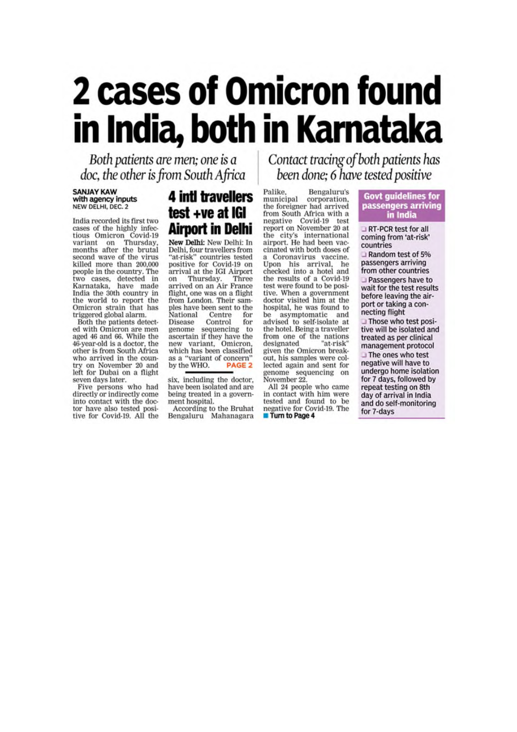# 2 cases of Omicron found in India, both in Karnataka

*Both patients are men; one is a doc, the other is from South Africa*

*Contact tracing of both patients has been done; 6 have tested positive*

**SANJAY KAW**
**with agency inputs**
**NEW DELHI, DEC. 2**

India recorded its first two cases of the highly infectious Omicron Covid-19 variant on Thursday, months after the brutal second wave of the virus killed more than 200,000 people in the country. The two cases, detected in Karnataka, have made India the 30th country in the world to report the Omicron strain that has triggered global alarm.

Both the patients detected with Omicron are men aged 46 and 66. While the 46-year-old is a doctor, the other is from South Africa who arrived in the country on November 20 and left for Dubai on a flight seven days later.

Five persons who had directly or indirectly come into contact with the doctor have also tested positive for Covid-19. All the six, including the doctor, have been isolated and are being treated in a government hospital.

According to the Bruhat Bengaluru Mahanagara Palike, Bengaluru's municipal corporation, the foreigner had arrived from South Africa with a negative Covid-19 test report on November 20 at the city's international airport. He had been vaccinated with both doses of a Coronavirus vaccine. Upon his arrival, he checked into a hotel and the results of a Covid-19 test were found to be positive. When a government doctor visited him at the hospital, he was found to be asymptomatic and advised to self-isolate at the hotel. Being a traveller from one of the nations designated "at-risk" given the Omicron breakout, his samples were collected again and sent for genome sequencing on November 22.

All 24 people who came in contact with him were tested and found to be negative for Covid-19. The

■ Turn to Page 4

## 4 intl travellers test +ve at IGI Airport in Delhi

**New Delhi:** New Delhi: In Delhi, four travellers from "at-risk" countries tested positive for Covid-19 on arrival at the IGI Airport on Thursday. Three arrived on an Air France flight, one was on a flight from London. Their samples have been sent to the National Centre for Disease Control for genome sequencing to ascertain if they have the new variant, Omicron, which has been classified as a "variant of concern" by the WHO. **PAGE 2**

### Govt guidelines for passengers arriving in India

- RT-PCR test for all coming from 'at-risk' countries
- Random test of 5% passengers arriving from other countries
- Passengers have to wait for the test results before leaving the airport or taking a connecting flight
- Those who test positive will be isolated and treated as per clinical management protocol
- The ones who test negative will have to undergo home isolation for 7 days, followed by repeat testing on 8th day of arrival in India and do self-monitoring for 7-days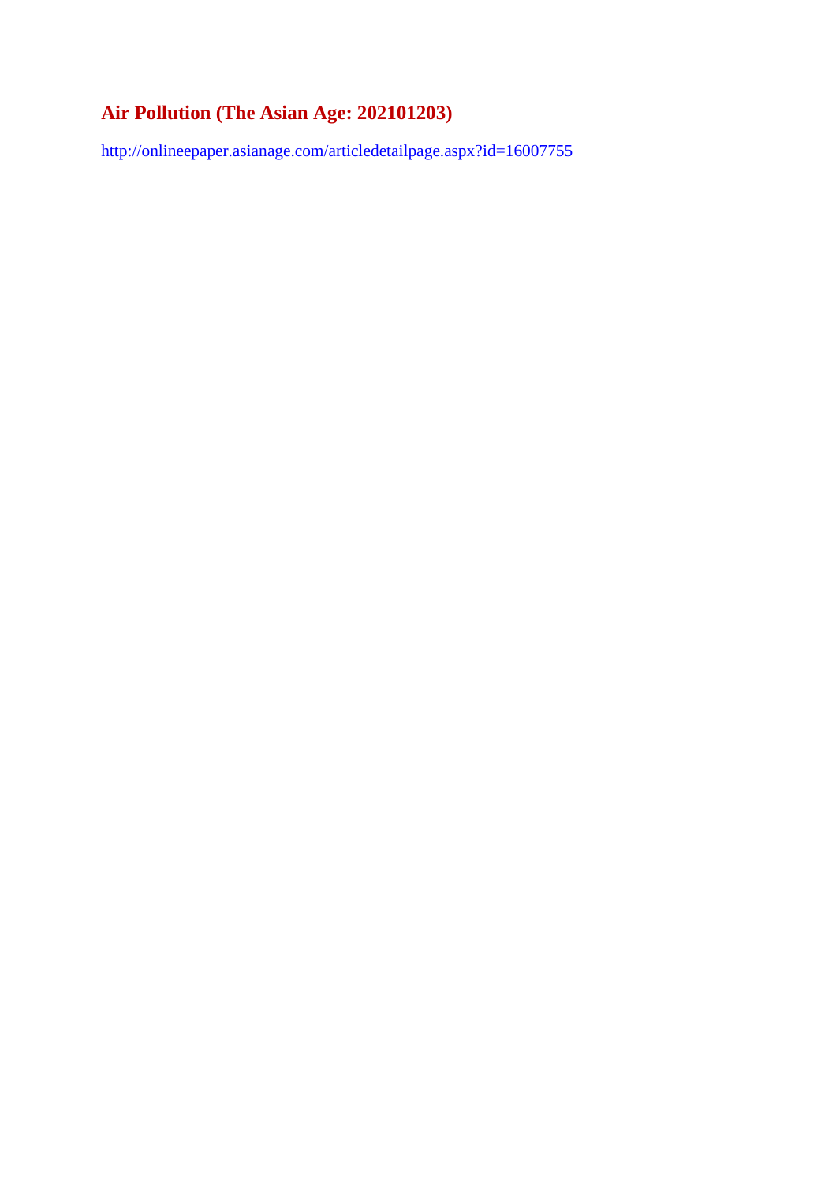## Air Pollution (The Asian Age: 202101203)

http://onlineepaper.asianage.com/articledetailpage.aspx?id=16007755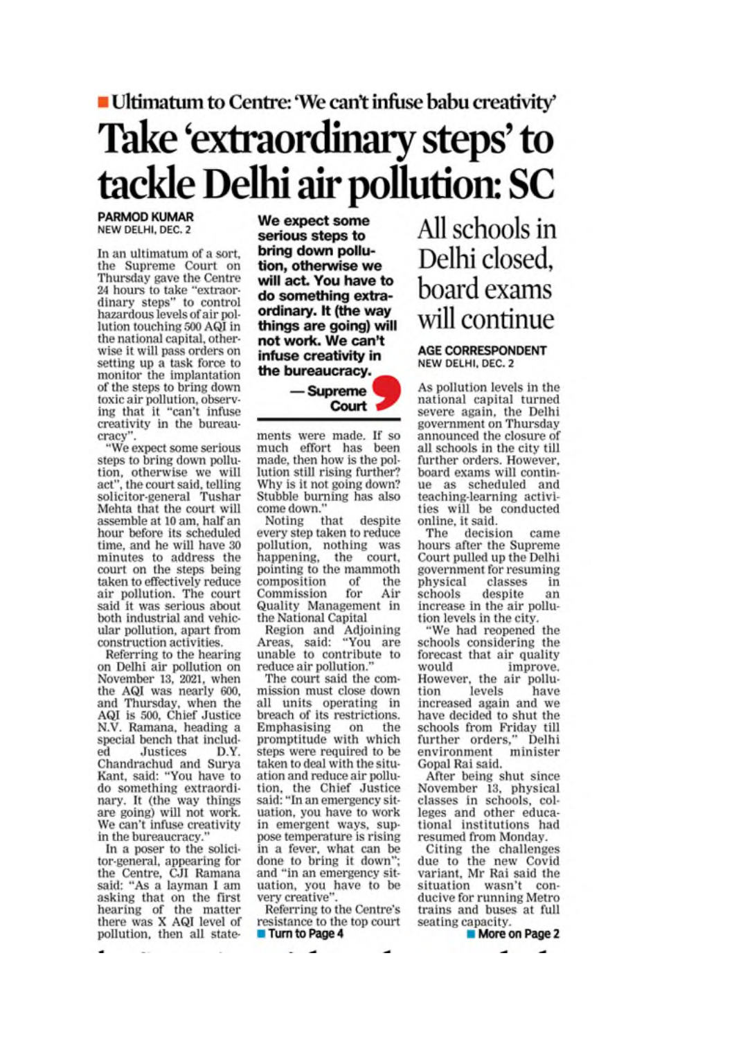■ Ultimatum to Centre: 'We can't infuse babu creativity'

# Take 'extraordinary steps' to tackle Delhi air pollution: SC

**PARMOD KUMAR**
NEW DELHI, DEC. 2

In an ultimatum of a sort, the Supreme Court on Thursday gave the Centre 24 hours to take "extraordinary steps" to control hazardous levels of air pollution touching 500 AQI in the national capital, otherwise it will pass orders on setting up a task force to monitor the implantation of the steps to bring down toxic air pollution, observing that it "can't infuse creativity in the bureaucracy".

"We expect some serious steps to bring down pollution, otherwise we will act", the court said, telling solicitor-general Tushar Mehta that the court will assemble at 10 am, half an hour before its scheduled time, and he will have 30 minutes to address the court on the steps being taken to effectively reduce air pollution. The court said it was serious about both industrial and vehicular pollution, apart from construction activities.

Referring to the hearing on Delhi air pollution on November 13, 2021, when the AQI was nearly 600, and Thursday, when the AQI is 500, Chief Justice N.V. Ramana, heading a special bench that included Justices D.Y. Chandrachud and Surya Kant, said: "You have to do something extraordinary. It (the way things are going) will not work. We can't infuse creativity in the bureaucracy."

In a poser to the solicitor-general, appearing for the Centre, CJI Ramana said: "As a layman I am asking that on the first hearing of the matter there was X AQI level of pollution, then all statements were made. If so much effort has been made, then how is the pollution still rising further? Why is it not going down? Stubble burning has also come down."

> **We expect some serious steps to bring down pollution, otherwise we will act. You have to do something extraordinary. It (the way things are going) will not work. We can't infuse creativity in the bureaucracy.**
>
> **— Supreme Court**

Noting that despite every step taken to reduce pollution, nothing was happening, the court, pointing to the mammoth composition of the Commission for Air Quality Management in the National Capital Region and Adjoining Areas, said: "You are unable to contribute to reduce air pollution."

The court said the commission must close down all units operating in breach of its restrictions. Emphasising on the promptitude with which steps were required to be taken to deal with the situation and reduce air pollution, the Chief Justice said: "In an emergency situation, you have to work in emergent ways, suppose temperature is rising in a fever, what can be done to bring it down"; and "in an emergency situation, you have to be very creative".

Referring to the Centre's resistance to the top court

■ Turn to Page 4

## All schools in Delhi closed, board exams will continue

**AGE CORRESPONDENT**
NEW DELHI, DEC. 2

As pollution levels in the national capital turned severe again, the Delhi government on Thursday announced the closure of all schools in the city till further orders. However, board exams will continue as scheduled and teaching-learning activities will be conducted online, it said.

The decision came hours after the Supreme Court pulled up the Delhi government for resuming physical classes in schools despite an increase in the air pollution levels in the city.

"We had reopened the schools considering the forecast that air quality would improve. However, the air pollution levels have increased again and we have decided to shut the schools from Friday till further orders," Delhi environment minister Gopal Rai said.

After being shut since November 13, physical classes in schools, colleges and other educational institutions had resumed from Monday.

Citing the challenges due to the new Covid variant, Mr Rai said the situation wasn't conducive for running Metro trains and buses at full seating capacity.

■ More on Page 2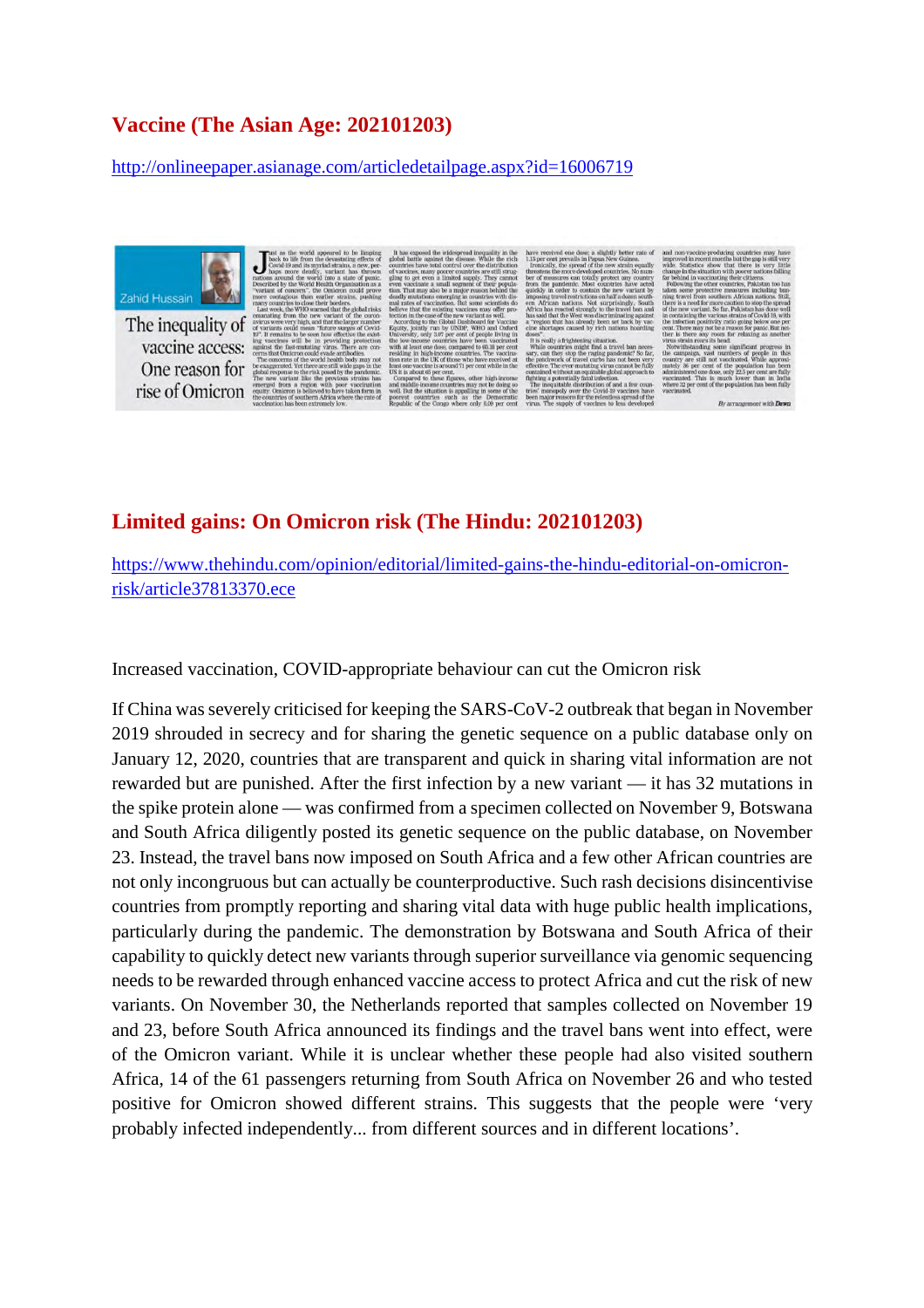## Vaccine (The Asian Age: 202101203)

http://onlineepaper.asianage.com/articledetailpage.aspx?id=16006719

Zahid Hussain

**The inequality of vaccine access: One reason for rise of Omicron**

*By arrangement with Dawn*

## Limited gains: On Omicron risk (The Hindu: 202101203)

https://www.thehindu.com/opinion/editorial/limited-gains-the-hindu-editorial-on-omicron-risk/article37813370.ece

Increased vaccination, COVID-appropriate behaviour can cut the Omicron risk

If China was severely criticised for keeping the SARS-CoV-2 outbreak that began in November 2019 shrouded in secrecy and for sharing the genetic sequence on a public database only on January 12, 2020, countries that are transparent and quick in sharing vital information are not rewarded but are punished. After the first infection by a new variant — it has 32 mutations in the spike protein alone — was confirmed from a specimen collected on November 9, Botswana and South Africa diligently posted its genetic sequence on the public database, on November 23. Instead, the travel bans now imposed on South Africa and a few other African countries are not only incongruous but can actually be counterproductive. Such rash decisions disincentivise countries from promptly reporting and sharing vital data with huge public health implications, particularly during the pandemic. The demonstration by Botswana and South Africa of their capability to quickly detect new variants through superior surveillance via genomic sequencing needs to be rewarded through enhanced vaccine access to protect Africa and cut the risk of new variants. On November 30, the Netherlands reported that samples collected on November 19 and 23, before South Africa announced its findings and the travel bans went into effect, were of the Omicron variant. While it is unclear whether these people had also visited southern Africa, 14 of the 61 passengers returning from South Africa on November 26 and who tested positive for Omicron showed different strains. This suggests that the people were 'very probably infected independently... from different sources and in different locations'.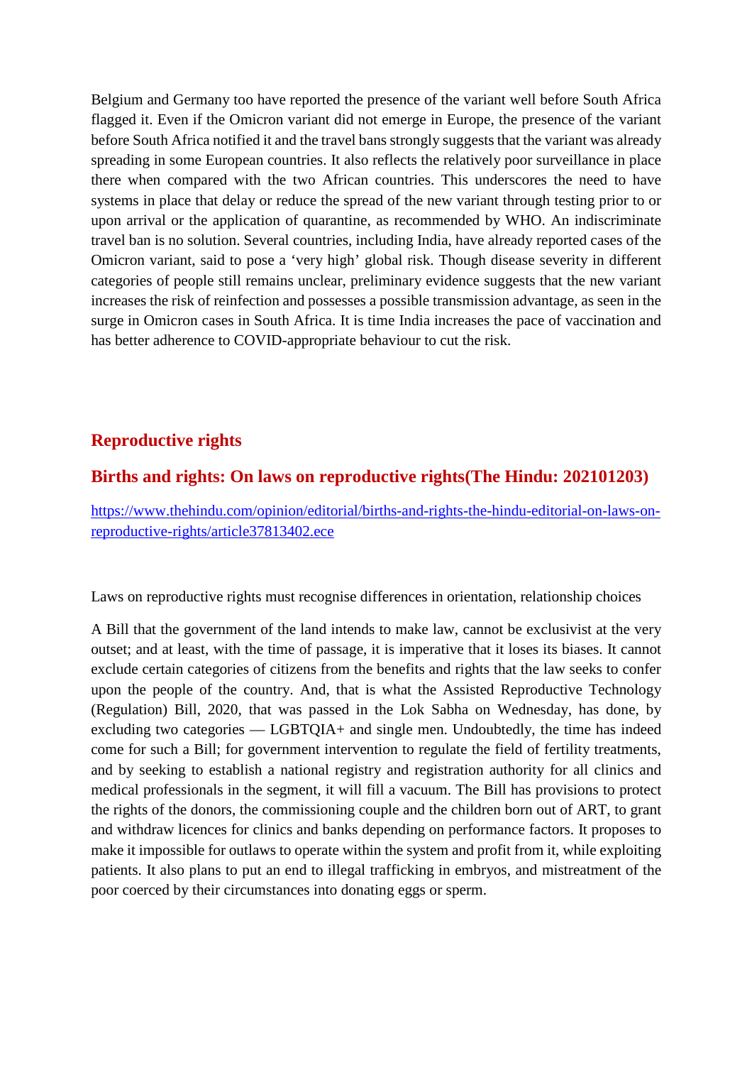Belgium and Germany too have reported the presence of the variant well before South Africa flagged it. Even if the Omicron variant did not emerge in Europe, the presence of the variant before South Africa notified it and the travel bans strongly suggests that the variant was already spreading in some European countries. It also reflects the relatively poor surveillance in place there when compared with the two African countries. This underscores the need to have systems in place that delay or reduce the spread of the new variant through testing prior to or upon arrival or the application of quarantine, as recommended by WHO. An indiscriminate travel ban is no solution. Several countries, including India, have already reported cases of the Omicron variant, said to pose a 'very high' global risk. Though disease severity in different categories of people still remains unclear, preliminary evidence suggests that the new variant increases the risk of reinfection and possesses a possible transmission advantage, as seen in the surge in Omicron cases in South Africa. It is time India increases the pace of vaccination and has better adherence to COVID-appropriate behaviour to cut the risk.

## Reproductive rights

### Births and rights: On laws on reproductive rights(The Hindu: 202101203)

https://www.thehindu.com/opinion/editorial/births-and-rights-the-hindu-editorial-on-laws-on-reproductive-rights/article37813402.ece

Laws on reproductive rights must recognise differences in orientation, relationship choices

A Bill that the government of the land intends to make law, cannot be exclusivist at the very outset; and at least, with the time of passage, it is imperative that it loses its biases. It cannot exclude certain categories of citizens from the benefits and rights that the law seeks to confer upon the people of the country. And, that is what the Assisted Reproductive Technology (Regulation) Bill, 2020, that was passed in the Lok Sabha on Wednesday, has done, by excluding two categories — LGBTQIA+ and single men. Undoubtedly, the time has indeed come for such a Bill; for government intervention to regulate the field of fertility treatments, and by seeking to establish a national registry and registration authority for all clinics and medical professionals in the segment, it will fill a vacuum. The Bill has provisions to protect the rights of the donors, the commissioning couple and the children born out of ART, to grant and withdraw licences for clinics and banks depending on performance factors. It proposes to make it impossible for outlaws to operate within the system and profit from it, while exploiting patients. It also plans to put an end to illegal trafficking in embryos, and mistreatment of the poor coerced by their circumstances into donating eggs or sperm.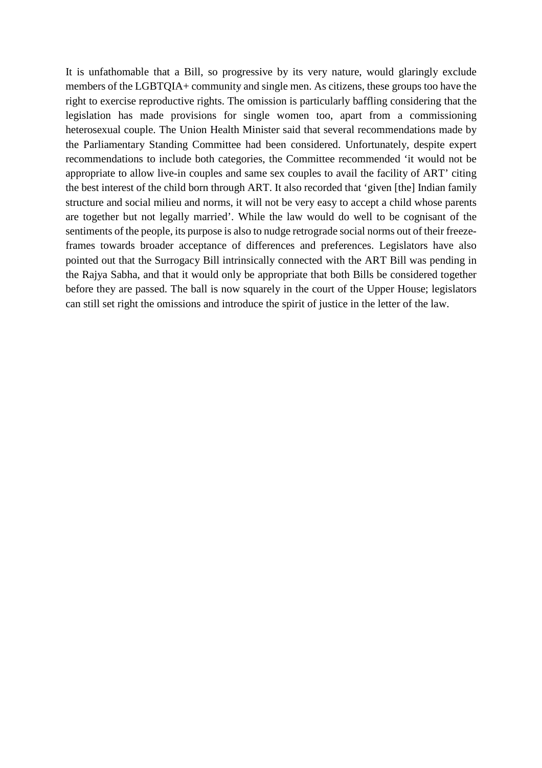It is unfathomable that a Bill, so progressive by its very nature, would glaringly exclude members of the LGBTQIA+ community and single men. As citizens, these groups too have the right to exercise reproductive rights. The omission is particularly baffling considering that the legislation has made provisions for single women too, apart from a commissioning heterosexual couple. The Union Health Minister said that several recommendations made by the Parliamentary Standing Committee had been considered. Unfortunately, despite expert recommendations to include both categories, the Committee recommended 'it would not be appropriate to allow live-in couples and same sex couples to avail the facility of ART' citing the best interest of the child born through ART. It also recorded that 'given [the] Indian family structure and social milieu and norms, it will not be very easy to accept a child whose parents are together but not legally married'. While the law would do well to be cognisant of the sentiments of the people, its purpose is also to nudge retrograde social norms out of their freeze-frames towards broader acceptance of differences and preferences. Legislators have also pointed out that the Surrogacy Bill intrinsically connected with the ART Bill was pending in the Rajya Sabha, and that it would only be appropriate that both Bills be considered together before they are passed. The ball is now squarely in the court of the Upper House; legislators can still set right the omissions and introduce the spirit of justice in the letter of the law.